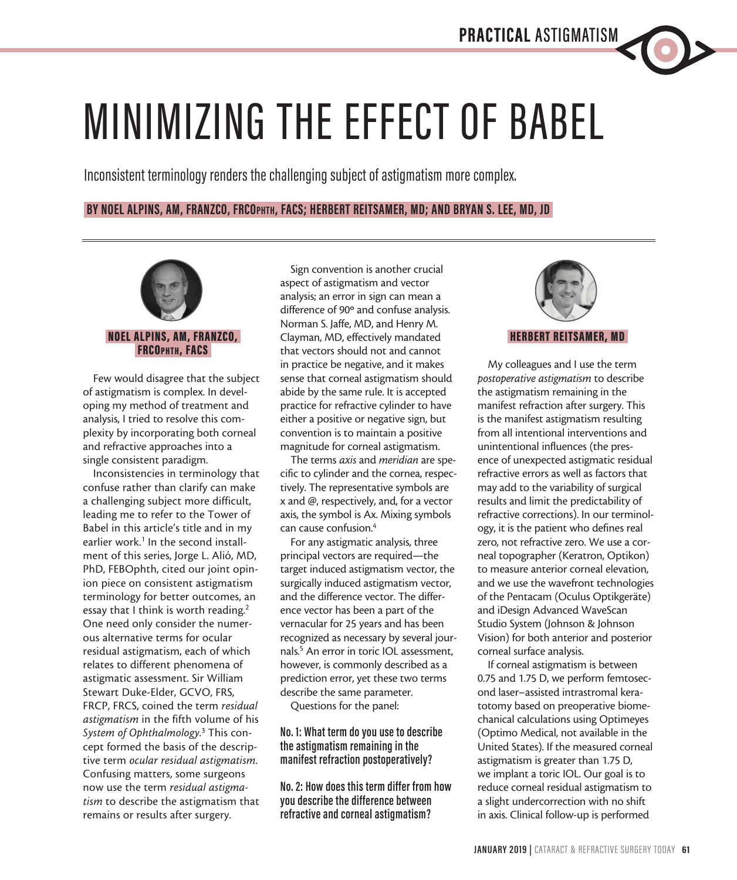# MINIMIZING THE EFFECT OF BABEL

Inconsistent terminology renders the challenging subject of astigmatism more complex.

**BY NOEL ALPINS, AM, FRANZCO, FRCOPHTH, FACS; HERBERT REITSAMER, MD; AND BRYAN S. LEE, MD, JD**

### NOEL ALPINS, AM, FRANZCO, FRCOPHTH, FACS

Few would disagree that the subject of astigmatism is complex. In developing my method of treatment and analysis, I tried to resolve this complexity by incorporating both corneal and refractive approaches into a single consistent paradigm.

Inconsistencies in terminology that confuse rather than clarify can make a challenging subject more difficult, leading me to refer to the Tower of Babel in this article's title and in my earlier work.[1] In the second installment of this series, Jorge L. Alió, MD, PhD, FEBOphth, cited our joint opinion piece on consistent astigmatism terminology for better outcomes, an essay that I think is worth reading.[2] One need only consider the numerous alternative terms for ocular residual astigmatism, each of which relates to different phenomena of astigmatic assessment. Sir William Stewart Duke-Elder, GCVO, FRS, FRCP, FRCS, coined the term *residual astigmatism* in the fifth volume of his *System of Ophthalmology*.[3] This concept formed the basis of the descriptive term *ocular residual astigmatism*. Confusing matters, some surgeons now use the term *residual astigmatism* to describe the astigmatism that remains or results after surgery.

Sign convention is another crucial aspect of astigmatism and vector analysis; an error in sign can mean a difference of 90º and confuse analysis. Norman S. Jaffe, MD, and Henry M. Clayman, MD, effectively mandated that vectors should not and cannot in practice be negative, and it makes sense that corneal astigmatism should abide by the same rule. It is accepted practice for refractive cylinder to have either a positive or negative sign, but convention is to maintain a positive magnitude for corneal astigmatism.

The terms *axis* and *meridian* are specific to cylinder and the cornea, respectively. The representative symbols are x and @, respectively, and, for a vector axis, the symbol is Ax. Mixing symbols can cause confusion.[4]

For any astigmatic analysis, three principal vectors are required—the target induced astigmatism vector, the surgically induced astigmatism vector, and the difference vector. The difference vector has been a part of the vernacular for 25 years and has been recognized as necessary by several journals.[5] An error in toric IOL assessment, however, is commonly described as a prediction error, yet these two terms describe the same parameter.

Questions for the panel:

**No. 1: What term do you use to describe the astigmatism remaining in the manifest refraction postoperatively?**

**No. 2: How does this term differ from how you describe the difference between refractive and corneal astigmatism?**

### HERBERT REITSAMER, MD

My colleagues and I use the term *postoperative astigmatism* to describe the astigmatism remaining in the manifest refraction after surgery. This is the manifest astigmatism resulting from all intentional interventions and unintentional influences (the presence of unexpected astigmatic residual refractive errors as well as factors that may add to the variability of surgical results and limit the predictability of refractive corrections). In our terminology, it is the patient who defines real zero, not refractive zero. We use a corneal topographer (Keratron, Optikon) to measure anterior corneal elevation, and we use the wavefront technologies of the Pentacam (Oculus Optikgeräte) and iDesign Advanced WaveScan Studio System (Johnson & Johnson Vision) for both anterior and posterior corneal surface analysis.

If corneal astigmatism is between 0.75 and 1.75 D, we perform femtosecond laser–assisted intrastromal keratotomy based on preoperative biomechanical calculations using Optimeyes (Optimo Medical, not available in the United States). If the measured corneal astigmatism is greater than 1.75 D, we implant a toric IOL. Our goal is to reduce corneal residual astigmatism to a slight undercorrection with no shift in axis. Clinical follow-up is performed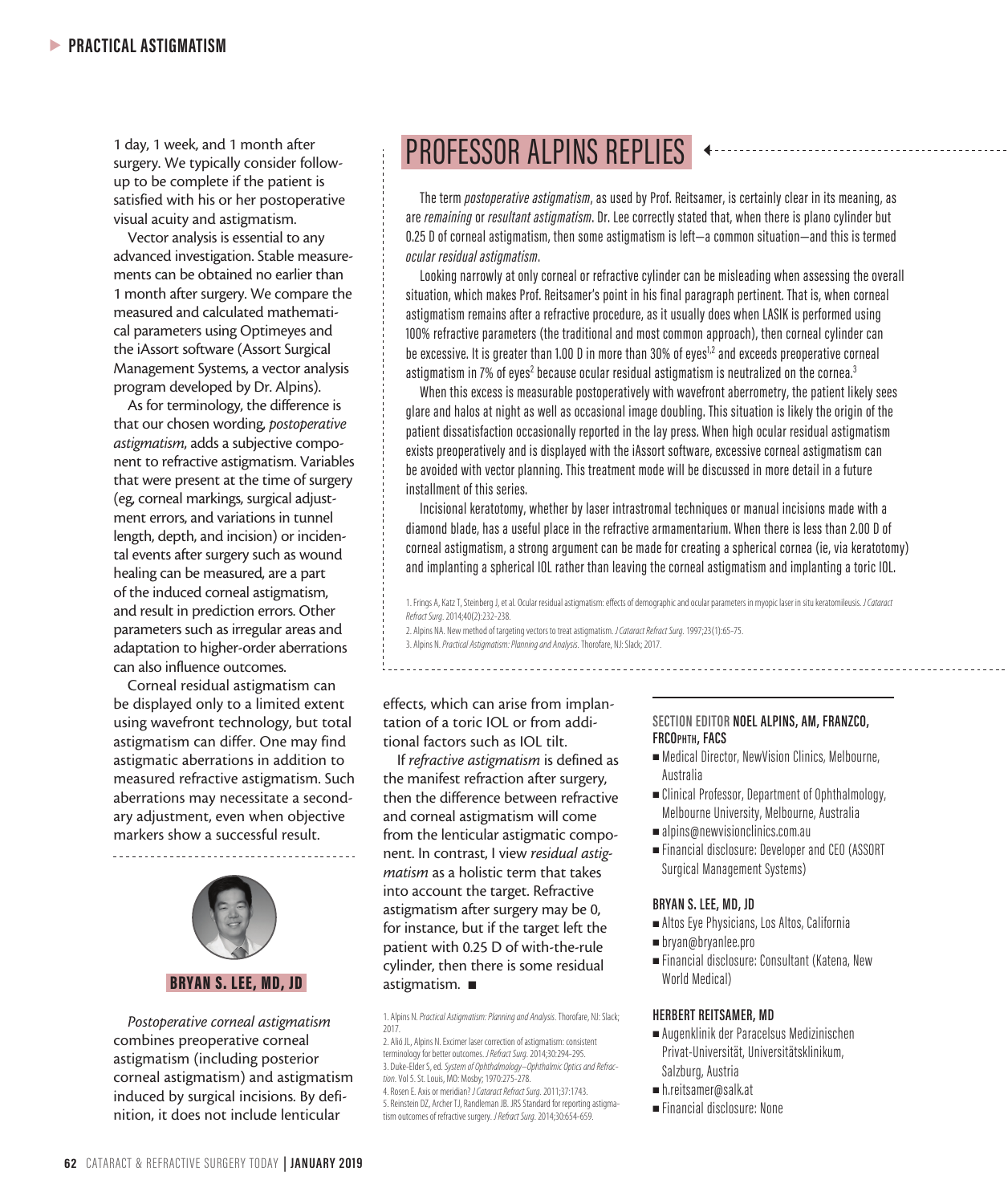1 day, 1 week, and 1 month after surgery. We typically consider follow-up to be complete if the patient is satisfied with his or her postoperative visual acuity and astigmatism.

Vector analysis is essential to any advanced investigation. Stable measurements can be obtained no earlier than 1 month after surgery. We compare the measured and calculated mathematical parameters using Optimeyes and the iAssort software (Assort Surgical Management Systems, a vector analysis program developed by Dr. Alpins).

As for terminology, the difference is that our chosen wording, *postoperative astigmatism*, adds a subjective component to refractive astigmatism. Variables that were present at the time of surgery (eg, corneal markings, surgical adjustment errors, and variations in tunnel length, depth, and incision) or incidental events after surgery such as wound healing can be measured, are a part of the induced corneal astigmatism, and result in prediction errors. Other parameters such as irregular areas and adaptation to higher-order aberrations can also influence outcomes.

Corneal residual astigmatism can be displayed only to a limited extent using wavefront technology, but total astigmatism can differ. One may find astigmatic aberrations in addition to measured refractive astigmatism. Such aberrations may necessitate a secondary adjustment, even when objective markers show a successful result.

## BRYAN S. LEE, MD, JD

*Postoperative corneal astigmatism* combines preoperative corneal astigmatism (including posterior corneal astigmatism) and astigmatism induced by surgical incisions. By definition, it does not include lenticular effects, which can arise from implantation of a toric IOL or from additional factors such as IOL tilt.

If *refractive astigmatism* is defined as the manifest refraction after surgery, then the difference between refractive and corneal astigmatism will come from the lenticular astigmatic component. In contrast, I view *residual astigmatism* as a holistic term that takes into account the target. Refractive astigmatism after surgery may be 0, for instance, but if the target left the patient with 0.25 D of with-the-rule cylinder, then there is some residual astigmatism. ■

1. Alpins N. *Practical Astigmatism: Planning and Analysis*. Thorofare, NJ: Slack; 2017.
2. Alió JL, Alpins N. Excimer laser correction of astigmatism: consistent terminology for better outcomes. *J Refract Surg*. 2014;30:294-295.
3. Duke-Elder S, ed. *System of Ophthalmology–Ophthalmic Optics and Refraction*. Vol 5. St. Louis, MO: Mosby; 1970:275-278.
4. Rosen E. Axis or meridian? *J Cataract Refract Surg*. 2011;37:1743.
5. Reinstein DZ, Archer TJ, Randleman JB. JRS Standard for reporting astigmatism outcomes of refractive surgery. *J Refract Surg*. 2014;30:654-659.

## PROFESSOR ALPINS REPLIES

The term *postoperative astigmatism*, as used by Prof. Reitsamer, is certainly clear in its meaning, as are *remaining* or *resultant astigmatism*. Dr. Lee correctly stated that, when there is plano cylinder but 0.25 D of corneal astigmatism, then some astigmatism is left—a common situation—and this is termed *ocular residual astigmatism*.

Looking narrowly at only corneal or refractive cylinder can be misleading when assessing the overall situation, which makes Prof. Reitsamer's point in his final paragraph pertinent. That is, when corneal astigmatism remains after a refractive procedure, as it usually does when LASIK is performed using 100% refractive parameters (the traditional and most common approach), then corneal cylinder can be excessive. It is greater than 1.00 D in more than 30% of eyes[1,2] and exceeds preoperative corneal astigmatism in 7% of eyes[2] because ocular residual astigmatism is neutralized on the cornea.[3]

When this excess is measurable postoperatively with wavefront aberrometry, the patient likely sees glare and halos at night as well as occasional image doubling. This situation is likely the origin of the patient dissatisfaction occasionally reported in the lay press. When high ocular residual astigmatism exists preoperatively and is displayed with the iAssort software, excessive corneal astigmatism can be avoided with vector planning. This treatment mode will be discussed in more detail in a future installment of this series.

Incisional keratotomy, whether by laser intrastromal techniques or manual incisions made with a diamond blade, has a useful place in the refractive armamentarium. When there is less than 2.00 D of corneal astigmatism, a strong argument can be made for creating a spherical cornea (ie, via keratotomy) and implanting a spherical IOL rather than leaving the corneal astigmatism and implanting a toric IOL.

1. Frings A, Katz T, Steinberg J, et al. Ocular residual astigmatism: effects of demographic and ocular parameters in myopic laser in situ keratomileusis. *J Cataract Refract Surg*. 2014;40(2):232-238.
2. Alpins NA. New method of targeting vectors to treat astigmatism. *J Cataract Refract Surg*. 1997;23(1):65-75.
3. Alpins N. *Practical Astigmatism: Planning and Analysis*. Thorofare, NJ: Slack; 2017.

---

**SECTION EDITOR NOEL ALPINS, AM, FRANZCO, FRCOPHTH, FACS**
- Medical Director, NewVision Clinics, Melbourne, Australia
- Clinical Professor, Department of Ophthalmology, Melbourne University, Melbourne, Australia
- alpins@newvisionclinics.com.au
- Financial disclosure: Developer and CEO (ASSORT Surgical Management Systems)

**BRYAN S. LEE, MD, JD**
- Altos Eye Physicians, Los Altos, California
- bryan@bryanlee.pro
- Financial disclosure: Consultant (Katena, New World Medical)

**HERBERT REITSAMER, MD**
- Augenklinik der Paracelsus Medizinischen Privat-Universität, Universitätsklinikum, Salzburg, Austria
- h.reitsamer@salk.at
- Financial disclosure: None